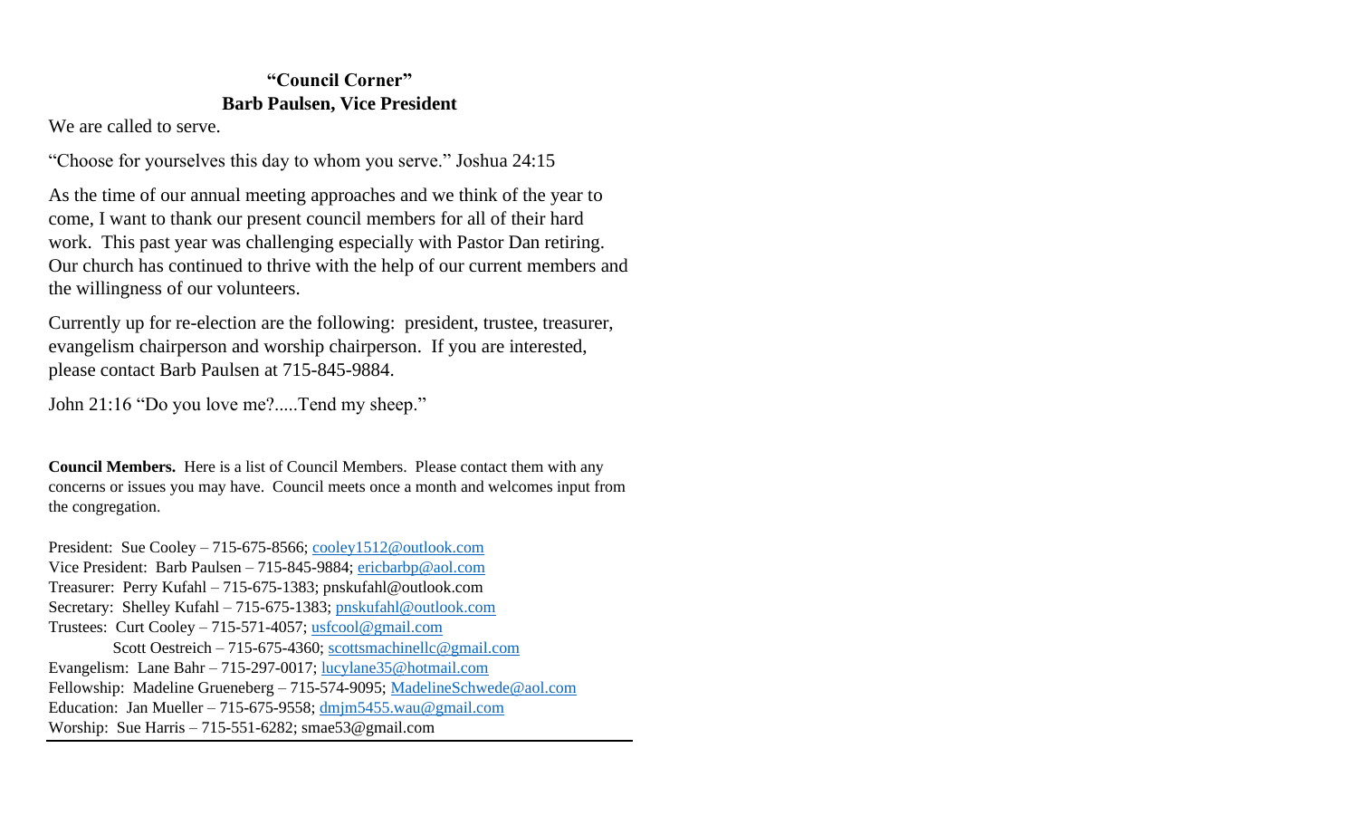## "Council Corner"

### Barb Paulsen, Vice President

We are called to serve.

"Choose for yourselves this day to whom you serve." Joshua 24:15

As the time of our annual meeting approaches and we think of the year to come, I want to thank our present council members for all of their hard work. This past year was challenging especially with Pastor Dan retiring. Our church has continued to thrive with the help of our current members and the willingness of our volunteers.

Currently up for re-election are the following: president, trustee, treasurer, evangelism chairperson and worship chairperson. If you are interested, please contact Barb Paulsen at 715-845-9884.

John 21:16 "Do you love me?.....Tend my sheep."

**Council Members.** Here is a list of Council Members. Please contact them with any concerns or issues you may have. Council meets once a month and welcomes input from the congregation.

President: Sue Cooley – 715-675-8566; cooley1512@outlook.com
Vice President: Barb Paulsen – 715-845-9884; ericbarbp@aol.com
Treasurer: Perry Kufahl – 715-675-1383; pnskufahl@outlook.com
Secretary: Shelley Kufahl – 715-675-1383; pnskufahl@outlook.com
Trustees: Curt Cooley – 715-571-4057; usfcool@gmail.com
Scott Oestreich – 715-675-4360; scottsmachinellc@gmail.com
Evangelism: Lane Bahr – 715-297-0017; lucylane35@hotmail.com
Fellowship: Madeline Grueneberg – 715-574-9095; MadelineSchwede@aol.com
Education: Jan Mueller – 715-675-9558; dmjm5455.wau@gmail.com
Worship: Sue Harris – 715-551-6282; smae53@gmail.com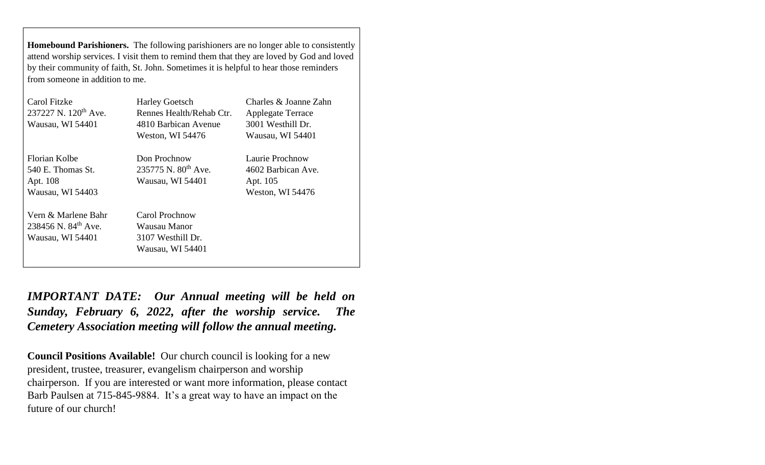**Homebound Parishioners.** The following parishioners are no longer able to consistently attend worship services. I visit them to remind them that they are loved by God and loved by their community of faith, St. John. Sometimes it is helpful to hear those reminders from someone in addition to me.

Carol Fitzke
237227 N. 120th Ave.
Wausau, WI 54401

Harley Goetsch
Rennes Health/Rehab Ctr.
4810 Barbican Avenue
Weston, WI 54476

Charles & Joanne Zahn
Applegate Terrace
3001 Westhill Dr.
Wausau, WI 54401

Florian Kolbe
540 E. Thomas St.
Apt. 108
Wausau, WI 54403

Don Prochnow
235775 N. 80th Ave.
Wausau, WI 54401

Laurie Prochnow
4602 Barbican Ave.
Apt. 105
Weston, WI 54476

Vern & Marlene Bahr
238456 N. 84th Ave.
Wausau, WI 54401

Carol Prochnow
Wausau Manor
3107 Westhill Dr.
Wausau, WI 54401

***IMPORTANT DATE: Our Annual meeting will be held on Sunday, February 6, 2022, after the worship service. The Cemetery Association meeting will follow the annual meeting.***

**Council Positions Available!** Our church council is looking for a new president, trustee, treasurer, evangelism chairperson and worship chairperson. If you are interested or want more information, please contact Barb Paulsen at 715-845-9884. It's a great way to have an impact on the future of our church!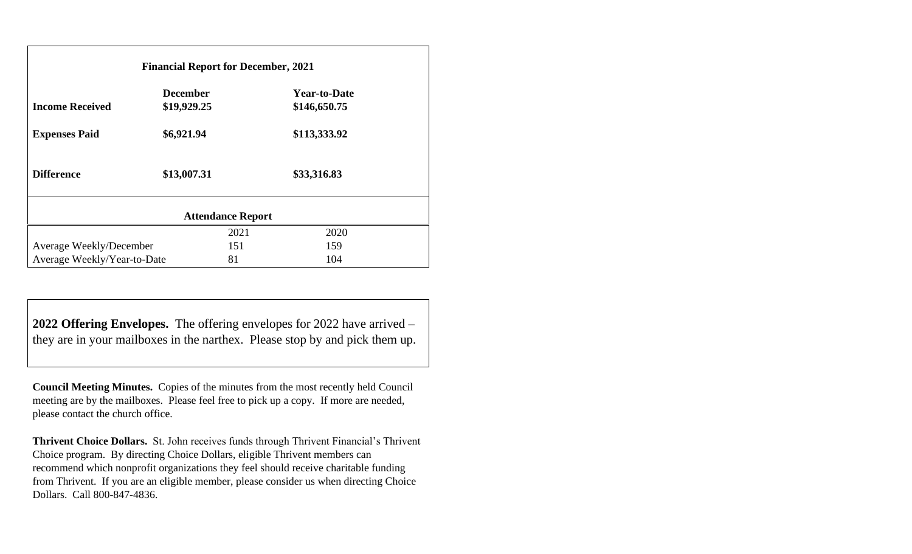### Financial Report for December, 2021

| | December | Year-to-Date |
|---|---|---|
| **Income Received** | **$19,929.25** | **$146,650.75** |
| **Expenses Paid** | **$6,921.94** | **$113,333.92** |
| **Difference** | **$13,007.31** | **$33,316.83** |

### Attendance Report

| | 2021 | 2020 |
|---|---|---|
| Average Weekly/December | 151 | 159 |
| Average Weekly/Year-to-Date | 81 | 104 |

**2022 Offering Envelopes.** The offering envelopes for 2022 have arrived – they are in your mailboxes in the narthex. Please stop by and pick them up.

**Council Meeting Minutes.** Copies of the minutes from the most recently held Council meeting are by the mailboxes. Please feel free to pick up a copy. If more are needed, please contact the church office.

**Thrivent Choice Dollars.** St. John receives funds through Thrivent Financial's Thrivent Choice program. By directing Choice Dollars, eligible Thrivent members can recommend which nonprofit organizations they feel should receive charitable funding from Thrivent. If you are an eligible member, please consider us when directing Choice Dollars. Call 800-847-4836.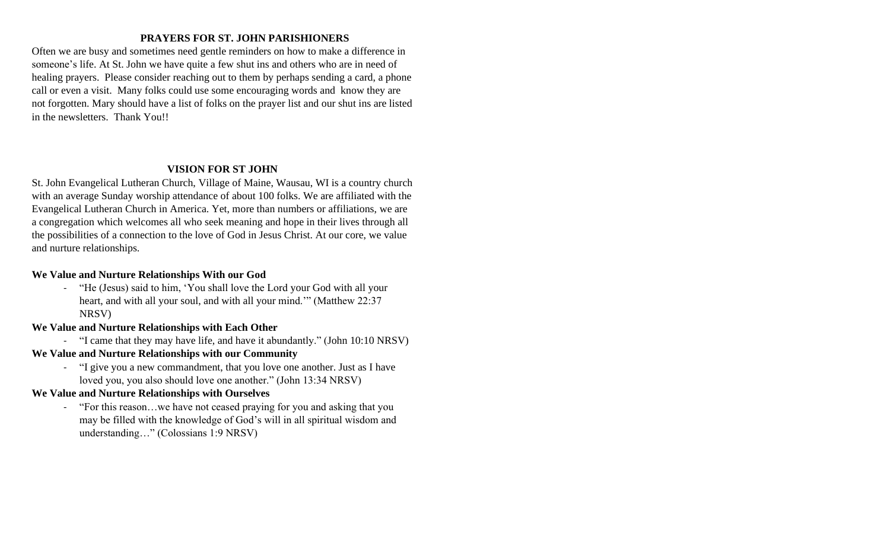## PRAYERS FOR ST. JOHN PARISHIONERS

Often we are busy and sometimes need gentle reminders on how to make a difference in someone's life. At St. John we have quite a few shut ins and others who are in need of healing prayers. Please consider reaching out to them by perhaps sending a card, a phone call or even a visit. Many folks could use some encouraging words and know they are not forgotten. Mary should have a list of folks on the prayer list and our shut ins are listed in the newsletters. Thank You!!

## VISION FOR ST JOHN

St. John Evangelical Lutheran Church, Village of Maine, Wausau, WI is a country church with an average Sunday worship attendance of about 100 folks. We are affiliated with the Evangelical Lutheran Church in America. Yet, more than numbers or affiliations, we are a congregation which welcomes all who seek meaning and hope in their lives through all the possibilities of a connection to the love of God in Jesus Christ. At our core, we value and nurture relationships.

**We Value and Nurture Relationships With our God**

- "He (Jesus) said to him, 'You shall love the Lord your God with all your heart, and with all your soul, and with all your mind.'" (Matthew 22:37 NRSV)

**We Value and Nurture Relationships with Each Other**

- "I came that they may have life, and have it abundantly." (John 10:10 NRSV)

**We Value and Nurture Relationships with our Community**

- "I give you a new commandment, that you love one another. Just as I have loved you, you also should love one another." (John 13:34 NRSV)

**We Value and Nurture Relationships with Ourselves**

- "For this reason…we have not ceased praying for you and asking that you may be filled with the knowledge of God's will in all spiritual wisdom and understanding…" (Colossians 1:9 NRSV)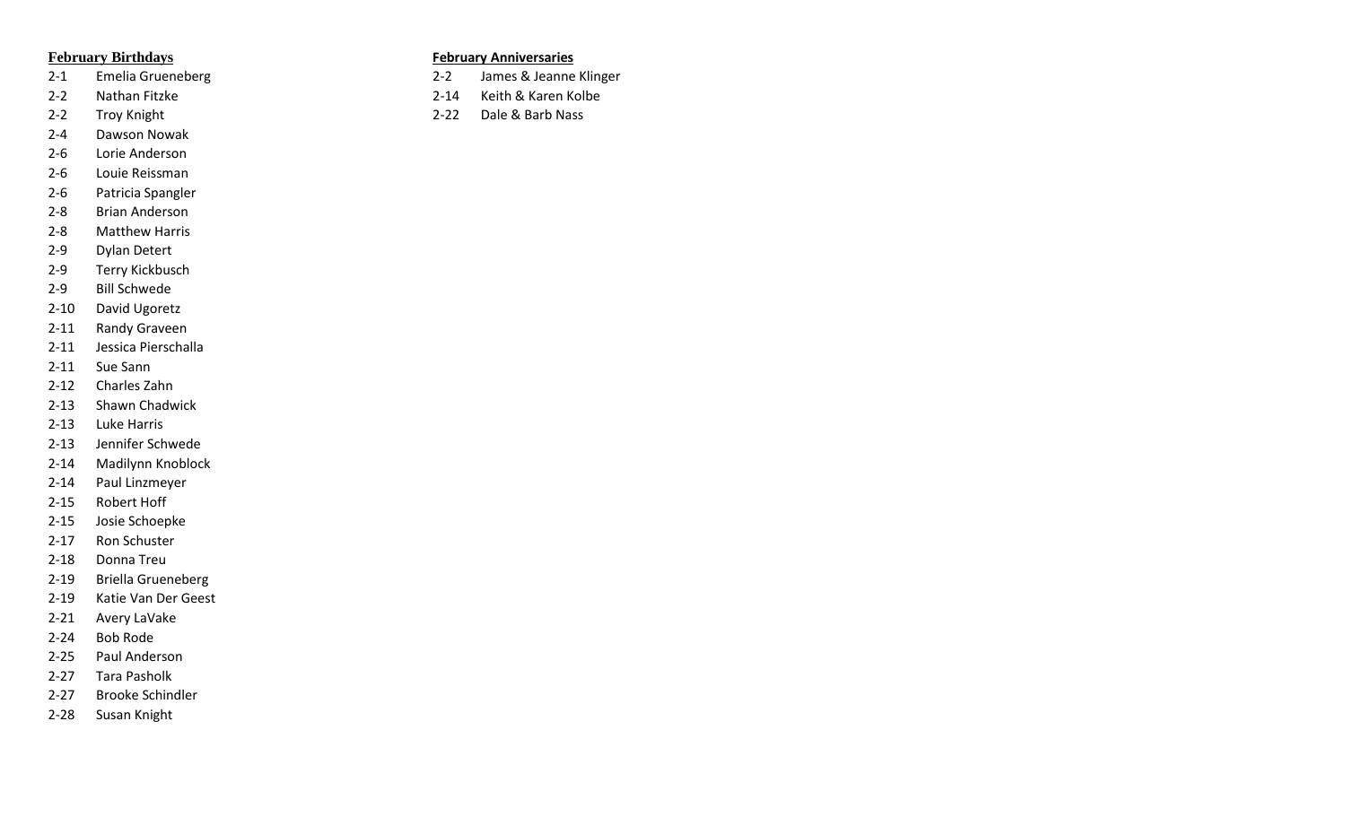**February Birthdays**

| | |
|---|---|
| 2-1 | Emelia Grueneberg |
| 2-2 | Nathan Fitzke |
| 2-2 | Troy Knight |
| 2-4 | Dawson Nowak |
| 2-6 | Lorie Anderson |
| 2-6 | Louie Reissman |
| 2-6 | Patricia Spangler |
| 2-8 | Brian Anderson |
| 2-8 | Matthew Harris |
| 2-9 | Dylan Detert |
| 2-9 | Terry Kickbusch |
| 2-9 | Bill Schwede |
| 2-10 | David Ugoretz |
| 2-11 | Randy Graveen |
| 2-11 | Jessica Pierschalla |
| 2-11 | Sue Sann |
| 2-12 | Charles Zahn |
| 2-13 | Shawn Chadwick |
| 2-13 | Luke Harris |
| 2-13 | Jennifer Schwede |
| 2-14 | Madilynn Knoblock |
| 2-14 | Paul Linzmeyer |
| 2-15 | Robert Hoff |
| 2-15 | Josie Schoepke |
| 2-17 | Ron Schuster |
| 2-18 | Donna Treu |
| 2-19 | Briella Grueneberg |
| 2-19 | Katie Van Der Geest |
| 2-21 | Avery LaVake |
| 2-24 | Bob Rode |
| 2-25 | Paul Anderson |
| 2-27 | Tara Pasholk |
| 2-27 | Brooke Schindler |
| 2-28 | Susan Knight |

**February Anniversaries**

| | |
|---|---|
| 2-2 | James & Jeanne Klinger |
| 2-14 | Keith & Karen Kolbe |
| 2-22 | Dale & Barb Nass |